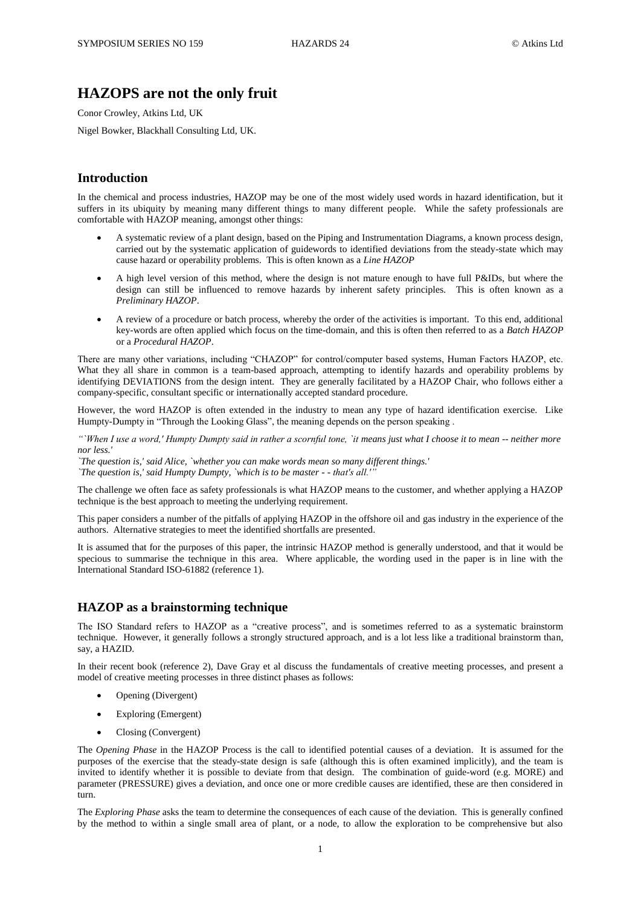# HAZOPS are not the only fruit

Conor Crowley, Atkins Ltd, UK

Nigel Bowker, Blackhall Consulting Ltd, UK.

## Introduction

In the chemical and process industries, HAZOP may be one of the most widely used words in hazard identification, but it suffers in its ubiquity by meaning many different things to many different people. While the safety professionals are comfortable with HAZOP meaning, amongst other things:

- A systematic review of a plant design, based on the Piping and Instrumentation Diagrams, a known process design, carried out by the systematic application of guidewords to identified deviations from the steady-state which may cause hazard or operability problems. This is often known as a *Line HAZOP*
- A high level version of this method, where the design is not mature enough to have full P&IDs, but where the design can still be influenced to remove hazards by inherent safety principles. This is often known as a *Preliminary HAZOP*.
- A review of a procedure or batch process, whereby the order of the activities is important. To this end, additional key-words are often applied which focus on the time-domain, and this is often then referred to as a *Batch HAZOP* or a *Procedural HAZOP*.

There are many other variations, including "CHAZOP" for control/computer based systems, Human Factors HAZOP, etc. What they all share in common is a team-based approach, attempting to identify hazards and operability problems by identifying DEVIATIONS from the design intent. They are generally facilitated by a HAZOP Chair, who follows either a company-specific, consultant specific or internationally accepted standard procedure.

However, the word HAZOP is often extended in the industry to mean any type of hazard identification exercise. Like Humpty-Dumpty in "Through the Looking Glass", the meaning depends on the person speaking .

*"`When I use a word,' Humpty Dumpty said in rather a scornful tone, `it means just what I choose it to mean -- neither more nor less.'*
*`The question is,' said Alice, `whether you can make words mean so many different things.'*
*`The question is,' said Humpty Dumpty, `which is to be master - - that's all.'"*

The challenge we often face as safety professionals is what HAZOP means to the customer, and whether applying a HAZOP technique is the best approach to meeting the underlying requirement.

This paper considers a number of the pitfalls of applying HAZOP in the offshore oil and gas industry in the experience of the authors. Alternative strategies to meet the identified shortfalls are presented.

It is assumed that for the purposes of this paper, the intrinsic HAZOP method is generally understood, and that it would be specious to summarise the technique in this area. Where applicable, the wording used in the paper is in line with the International Standard ISO-61882 (reference 1).

## HAZOP as a brainstorming technique

The ISO Standard refers to HAZOP as a "creative process", and is sometimes referred to as a systematic brainstorm technique. However, it generally follows a strongly structured approach, and is a lot less like a traditional brainstorm than, say, a HAZID.

In their recent book (reference 2), Dave Gray et al discuss the fundamentals of creative meeting processes, and present a model of creative meeting processes in three distinct phases as follows:

- Opening (Divergent)
- Exploring (Emergent)
- Closing (Convergent)

The *Opening Phase* in the HAZOP Process is the call to identified potential causes of a deviation. It is assumed for the purposes of the exercise that the steady-state design is safe (although this is often examined implicitly), and the team is invited to identify whether it is possible to deviate from that design. The combination of guide-word (e.g. MORE) and parameter (PRESSURE) gives a deviation, and once one or more credible causes are identified, these are then considered in turn.

The *Exploring Phase* asks the team to determine the consequences of each cause of the deviation. This is generally confined by the method to within a single small area of plant, or a node, to allow the exploration to be comprehensive but also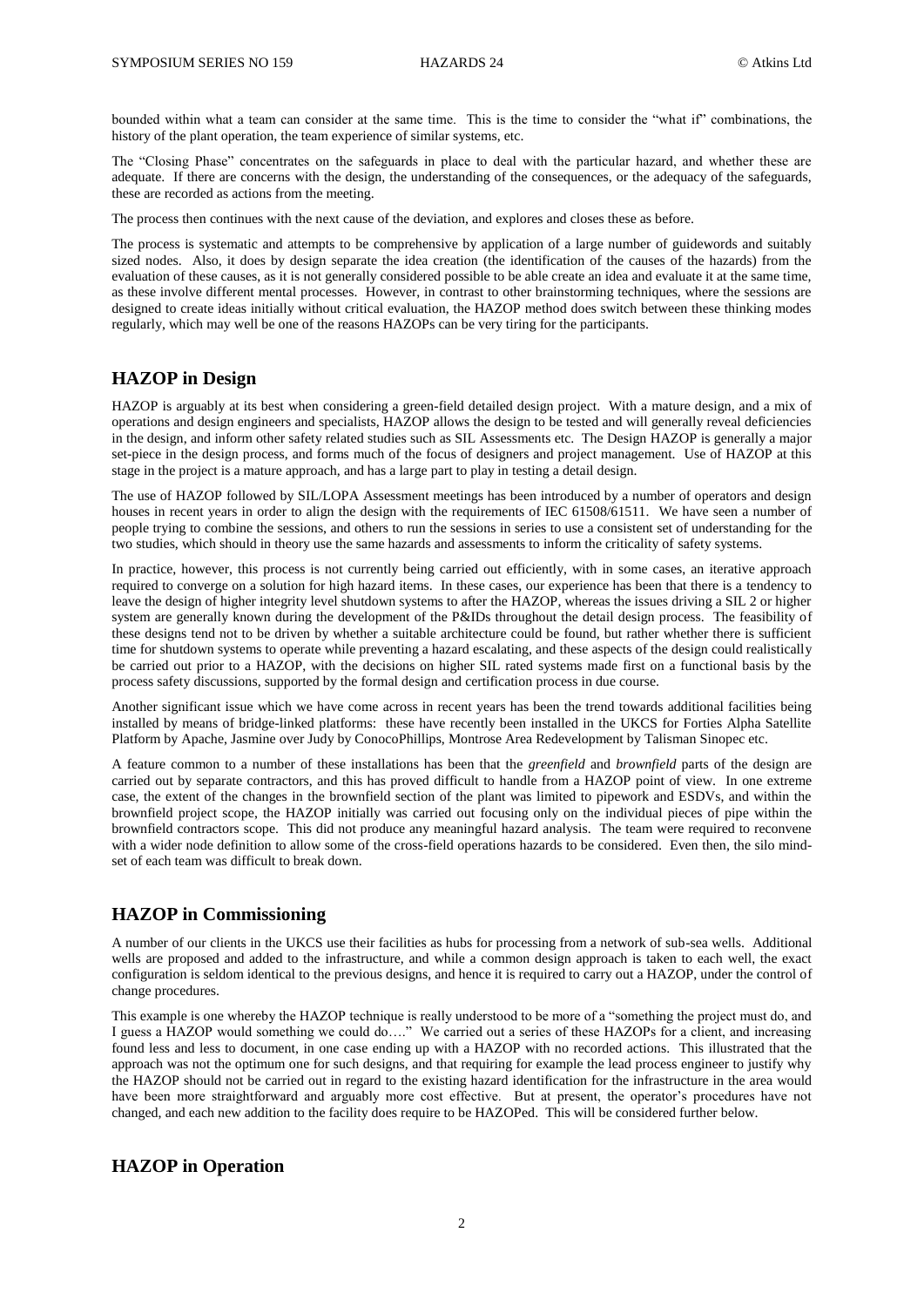bounded within what a team can consider at the same time. This is the time to consider the "what if" combinations, the history of the plant operation, the team experience of similar systems, etc.

The "Closing Phase" concentrates on the safeguards in place to deal with the particular hazard, and whether these are adequate. If there are concerns with the design, the understanding of the consequences, or the adequacy of the safeguards, these are recorded as actions from the meeting.

The process then continues with the next cause of the deviation, and explores and closes these as before.

The process is systematic and attempts to be comprehensive by application of a large number of guidewords and suitably sized nodes. Also, it does by design separate the idea creation (the identification of the causes of the hazards) from the evaluation of these causes, as it is not generally considered possible to be able create an idea and evaluate it at the same time, as these involve different mental processes. However, in contrast to other brainstorming techniques, where the sessions are designed to create ideas initially without critical evaluation, the HAZOP method does switch between these thinking modes regularly, which may well be one of the reasons HAZOPs can be very tiring for the participants.

## HAZOP in Design

HAZOP is arguably at its best when considering a green-field detailed design project. With a mature design, and a mix of operations and design engineers and specialists, HAZOP allows the design to be tested and will generally reveal deficiencies in the design, and inform other safety related studies such as SIL Assessments etc. The Design HAZOP is generally a major set-piece in the design process, and forms much of the focus of designers and project management. Use of HAZOP at this stage in the project is a mature approach, and has a large part to play in testing a detail design.

The use of HAZOP followed by SIL/LOPA Assessment meetings has been introduced by a number of operators and design houses in recent years in order to align the design with the requirements of IEC 61508/61511. We have seen a number of people trying to combine the sessions, and others to run the sessions in series to use a consistent set of understanding for the two studies, which should in theory use the same hazards and assessments to inform the criticality of safety systems.

In practice, however, this process is not currently being carried out efficiently, with in some cases, an iterative approach required to converge on a solution for high hazard items. In these cases, our experience has been that there is a tendency to leave the design of higher integrity level shutdown systems to after the HAZOP, whereas the issues driving a SIL 2 or higher system are generally known during the development of the P&IDs throughout the detail design process. The feasibility of these designs tend not to be driven by whether a suitable architecture could be found, but rather whether there is sufficient time for shutdown systems to operate while preventing a hazard escalating, and these aspects of the design could realistically be carried out prior to a HAZOP, with the decisions on higher SIL rated systems made first on a functional basis by the process safety discussions, supported by the formal design and certification process in due course.

Another significant issue which we have come across in recent years has been the trend towards additional facilities being installed by means of bridge-linked platforms: these have recently been installed in the UKCS for Forties Alpha Satellite Platform by Apache, Jasmine over Judy by ConocoPhillips, Montrose Area Redevelopment by Talisman Sinopec etc.

A feature common to a number of these installations has been that the *greenfield* and *brownfield* parts of the design are carried out by separate contractors, and this has proved difficult to handle from a HAZOP point of view. In one extreme case, the extent of the changes in the brownfield section of the plant was limited to pipework and ESDVs, and within the brownfield project scope, the HAZOP initially was carried out focusing only on the individual pieces of pipe within the brownfield contractors scope. This did not produce any meaningful hazard analysis. The team were required to reconvene with a wider node definition to allow some of the cross-field operations hazards to be considered. Even then, the silo mind-set of each team was difficult to break down.

## HAZOP in Commissioning

A number of our clients in the UKCS use their facilities as hubs for processing from a network of sub-sea wells. Additional wells are proposed and added to the infrastructure, and while a common design approach is taken to each well, the exact configuration is seldom identical to the previous designs, and hence it is required to carry out a HAZOP, under the control of change procedures.

This example is one whereby the HAZOP technique is really understood to be more of a "something the project must do, and I guess a HAZOP would something we could do…." We carried out a series of these HAZOPs for a client, and increasing found less and less to document, in one case ending up with a HAZOP with no recorded actions. This illustrated that the approach was not the optimum one for such designs, and that requiring for example the lead process engineer to justify why the HAZOP should not be carried out in regard to the existing hazard identification for the infrastructure in the area would have been more straightforward and arguably more cost effective. But at present, the operator's procedures have not changed, and each new addition to the facility does require to be HAZOPed. This will be considered further below.

## HAZOP in Operation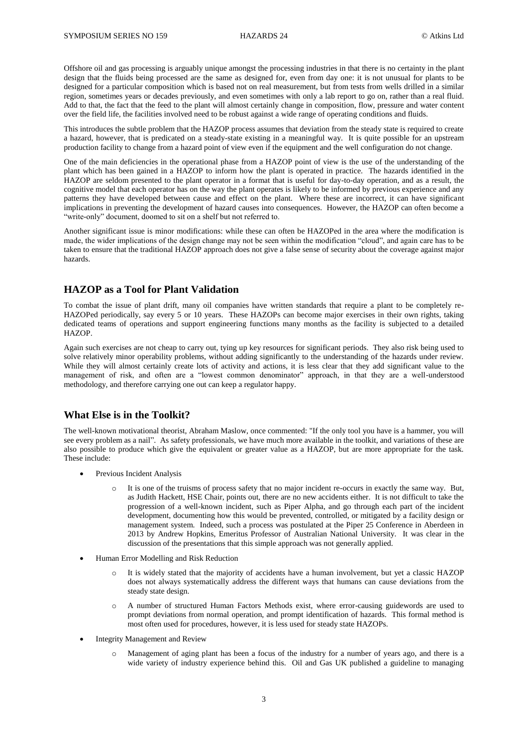Offshore oil and gas processing is arguably unique amongst the processing industries in that there is no certainty in the plant design that the fluids being processed are the same as designed for, even from day one: it is not unusual for plants to be designed for a particular composition which is based not on real measurement, but from tests from wells drilled in a similar region, sometimes years or decades previously, and even sometimes with only a lab report to go on, rather than a real fluid. Add to that, the fact that the feed to the plant will almost certainly change in composition, flow, pressure and water content over the field life, the facilities involved need to be robust against a wide range of operating conditions and fluids.

This introduces the subtle problem that the HAZOP process assumes that deviation from the steady state is required to create a hazard, however, that is predicated on a steady-state existing in a meaningful way. It is quite possible for an upstream production facility to change from a hazard point of view even if the equipment and the well configuration do not change.

One of the main deficiencies in the operational phase from a HAZOP point of view is the use of the understanding of the plant which has been gained in a HAZOP to inform how the plant is operated in practice. The hazards identified in the HAZOP are seldom presented to the plant operator in a format that is useful for day-to-day operation, and as a result, the cognitive model that each operator has on the way the plant operates is likely to be informed by previous experience and any patterns they have developed between cause and effect on the plant. Where these are incorrect, it can have significant implications in preventing the development of hazard causes into consequences. However, the HAZOP can often become a "write-only" document, doomed to sit on a shelf but not referred to.

Another significant issue is minor modifications: while these can often be HAZOPed in the area where the modification is made, the wider implications of the design change may not be seen within the modification "cloud", and again care has to be taken to ensure that the traditional HAZOP approach does not give a false sense of security about the coverage against major hazards.

## HAZOP as a Tool for Plant Validation

To combat the issue of plant drift, many oil companies have written standards that require a plant to be completely re-HAZOPed periodically, say every 5 or 10 years. These HAZOPs can become major exercises in their own rights, taking dedicated teams of operations and support engineering functions many months as the facility is subjected to a detailed HAZOP.

Again such exercises are not cheap to carry out, tying up key resources for significant periods. They also risk being used to solve relatively minor operability problems, without adding significantly to the understanding of the hazards under review. While they will almost certainly create lots of activity and actions, it is less clear that they add significant value to the management of risk, and often are a "lowest common denominator" approach, in that they are a well-understood methodology, and therefore carrying one out can keep a regulator happy.

## What Else is in the Toolkit?

The well-known motivational theorist, Abraham Maslow, once commented: "If the only tool you have is a hammer, you will see every problem as a nail". As safety professionals, we have much more available in the toolkit, and variations of these are also possible to produce which give the equivalent or greater value as a HAZOP, but are more appropriate for the task. These include:

- Previous Incident Analysis
  - It is one of the truisms of process safety that no major incident re-occurs in exactly the same way. But, as Judith Hackett, HSE Chair, points out, there are no new accidents either. It is not difficult to take the progression of a well-known incident, such as Piper Alpha, and go through each part of the incident development, documenting how this would be prevented, controlled, or mitigated by a facility design or management system. Indeed, such a process was postulated at the Piper 25 Conference in Aberdeen in 2013 by Andrew Hopkins, Emeritus Professor of Australian National University. It was clear in the discussion of the presentations that this simple approach was not generally applied.
- Human Error Modelling and Risk Reduction
  - It is widely stated that the majority of accidents have a human involvement, but yet a classic HAZOP does not always systematically address the different ways that humans can cause deviations from the steady state design.
  - A number of structured Human Factors Methods exist, where error-causing guidewords are used to prompt deviations from normal operation, and prompt identification of hazards. This formal method is most often used for procedures, however, it is less used for steady state HAZOPs.
- Integrity Management and Review
  - Management of aging plant has been a focus of the industry for a number of years ago, and there is a wide variety of industry experience behind this. Oil and Gas UK published a guideline to managing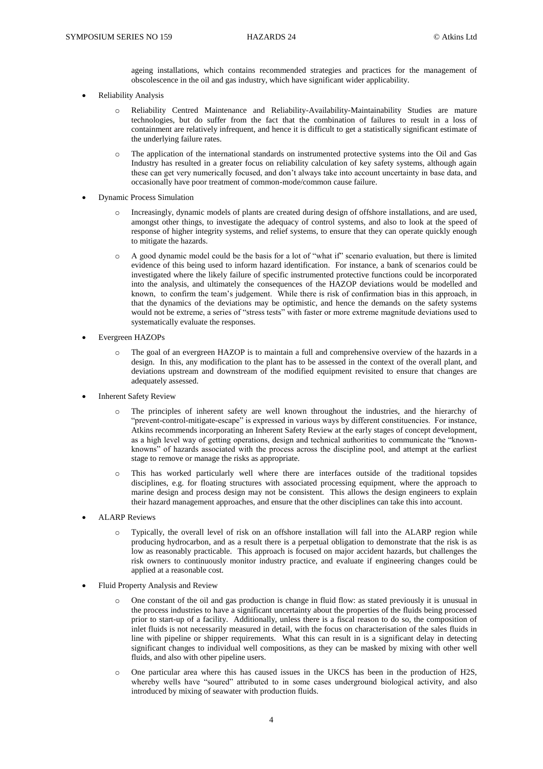ageing installations, which contains recommended strategies and practices for the management of obscolescence in the oil and gas industry, which have significant wider applicability.

- Reliability Analysis
  - Reliability Centred Maintenance and Reliability-Availability-Maintainability Studies are mature technologies, but do suffer from the fact that the combination of failures to result in a loss of containment are relatively infrequent, and hence it is difficult to get a statistically significant estimate of the underlying failure rates.
  - The application of the international standards on instrumented protective systems into the Oil and Gas Industry has resulted in a greater focus on reliability calculation of key safety systems, although again these can get very numerically focused, and don't always take into account uncertainty in base data, and occasionally have poor treatment of common-mode/common cause failure.
- Dynamic Process Simulation
  - Increasingly, dynamic models of plants are created during design of offshore installations, and are used, amongst other things, to investigate the adequacy of control systems, and also to look at the speed of response of higher integrity systems, and relief systems, to ensure that they can operate quickly enough to mitigate the hazards.
  - A good dynamic model could be the basis for a lot of "what if" scenario evaluation, but there is limited evidence of this being used to inform hazard identification. For instance, a bank of scenarios could be investigated where the likely failure of specific instrumented protective functions could be incorporated into the analysis, and ultimately the consequences of the HAZOP deviations would be modelled and known, to confirm the team's judgement. While there is risk of confirmation bias in this approach, in that the dynamics of the deviations may be optimistic, and hence the demands on the safety systems would not be extreme, a series of "stress tests" with faster or more extreme magnitude deviations used to systematically evaluate the responses.
- Evergreen HAZOPs
  - The goal of an evergreen HAZOP is to maintain a full and comprehensive overview of the hazards in a design. In this, any modification to the plant has to be assessed in the context of the overall plant, and deviations upstream and downstream of the modified equipment revisited to ensure that changes are adequately assessed.
- Inherent Safety Review
  - The principles of inherent safety are well known throughout the industries, and the hierarchy of "prevent-control-mitigate-escape" is expressed in various ways by different constituencies. For instance, Atkins recommends incorporating an Inherent Safety Review at the early stages of concept development, as a high level way of getting operations, design and technical authorities to communicate the "known-knowns" of hazards associated with the process across the discipline pool, and attempt at the earliest stage to remove or manage the risks as appropriate.
  - This has worked particularly well where there are interfaces outside of the traditional topsides disciplines, e.g. for floating structures with associated processing equipment, where the approach to marine design and process design may not be consistent. This allows the design engineers to explain their hazard management approaches, and ensure that the other disciplines can take this into account.
- ALARP Reviews
  - Typically, the overall level of risk on an offshore installation will fall into the ALARP region while producing hydrocarbon, and as a result there is a perpetual obligation to demonstrate that the risk is as low as reasonably practicable. This approach is focused on major accident hazards, but challenges the risk owners to continuously monitor industry practice, and evaluate if engineering changes could be applied at a reasonable cost.
- Fluid Property Analysis and Review
  - One constant of the oil and gas production is change in fluid flow: as stated previously it is unusual in the process industries to have a significant uncertainty about the properties of the fluids being processed prior to start-up of a facility. Additionally, unless there is a fiscal reason to do so, the composition of inlet fluids is not necessarily measured in detail, with the focus on characterisation of the sales fluids in line with pipeline or shipper requirements. What this can result in is a significant delay in detecting significant changes to individual well compositions, as they can be masked by mixing with other well fluids, and also with other pipeline users.
  - One particular area where this has caused issues in the UKCS has been in the production of $H_2S$, whereby wells have "soured" attributed to in some cases underground biological activity, and also introduced by mixing of seawater with production fluids.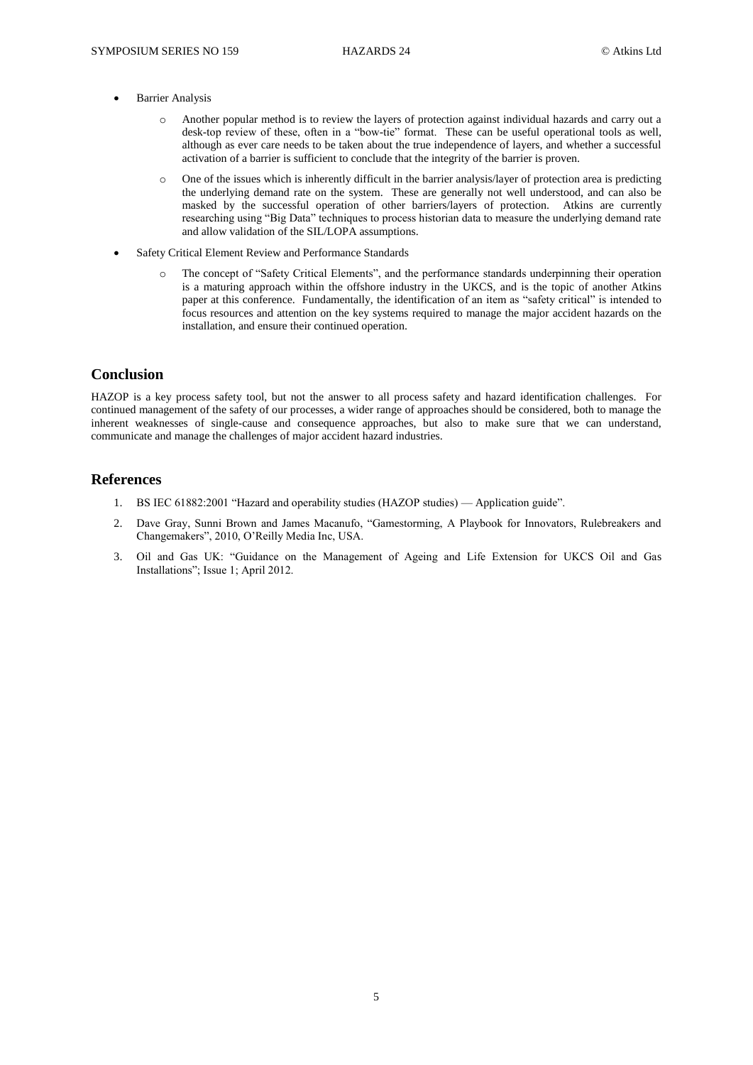- Barrier Analysis
    - Another popular method is to review the layers of protection against individual hazards and carry out a desk-top review of these, often in a "bow-tie" format. These can be useful operational tools as well, although as ever care needs to be taken about the true independence of layers, and whether a successful activation of a barrier is sufficient to conclude that the integrity of the barrier is proven.
    - One of the issues which is inherently difficult in the barrier analysis/layer of protection area is predicting the underlying demand rate on the system. These are generally not well understood, and can also be masked by the successful operation of other barriers/layers of protection. Atkins are currently researching using "Big Data" techniques to process historian data to measure the underlying demand rate and allow validation of the SIL/LOPA assumptions.
- Safety Critical Element Review and Performance Standards
    - The concept of "Safety Critical Elements", and the performance standards underpinning their operation is a maturing approach within the offshore industry in the UKCS, and is the topic of another Atkins paper at this conference. Fundamentally, the identification of an item as "safety critical" is intended to focus resources and attention on the key systems required to manage the major accident hazards on the installation, and ensure their continued operation.

## Conclusion

HAZOP is a key process safety tool, but not the answer to all process safety and hazard identification challenges. For continued management of the safety of our processes, a wider range of approaches should be considered, both to manage the inherent weaknesses of single-cause and consequence approaches, but also to make sure that we can understand, communicate and manage the challenges of major accident hazard industries.

## References

1. BS IEC 61882:2001 "Hazard and operability studies (HAZOP studies) — Application guide".
2. Dave Gray, Sunni Brown and James Macanufo, "Gamestorming, A Playbook for Innovators, Rulebreakers and Changemakers", 2010, O'Reilly Media Inc, USA.
3. Oil and Gas UK: "Guidance on the Management of Ageing and Life Extension for UKCS Oil and Gas Installations"; Issue 1; April 2012.